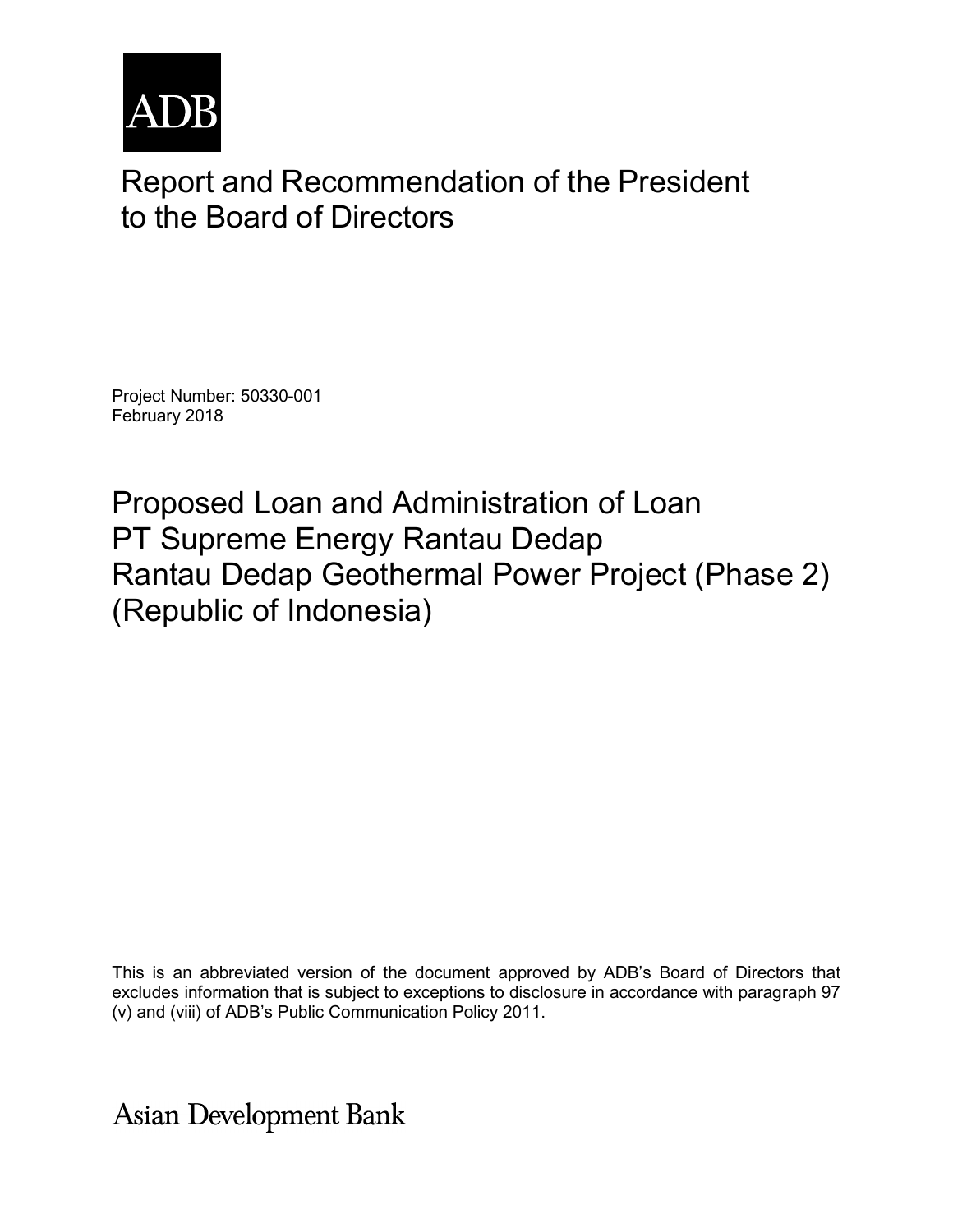ADB

# Report and Recommendation of the President to the Board of Directors

Project Number: 50330-001
February 2018

## Proposed Loan and Administration of Loan
## PT Supreme Energy Rantau Dedap
## Rantau Dedap Geothermal Power Project (Phase 2)
## (Republic of Indonesia)

This is an abbreviated version of the document approved by ADB's Board of Directors that excludes information that is subject to exceptions to disclosure in accordance with paragraph 97 (v) and (viii) of ADB's Public Communication Policy 2011.

Asian Development Bank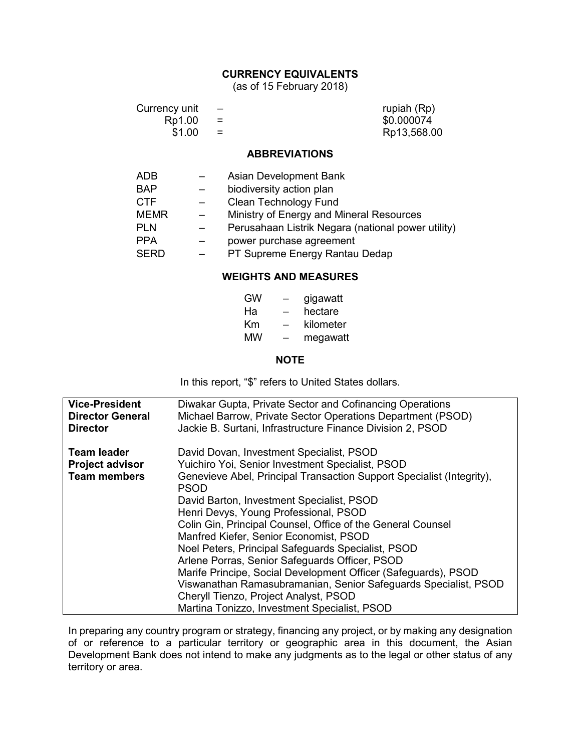## CURRENCY EQUIVALENTS

(as of 15 February 2018)

| | | |
|---|---|---|
| Currency unit | – | rupiah (Rp) |
| Rp1.00 | = | $0.000074 |
| $1.00 | = | Rp13,568.00 |

## ABBREVIATIONS

| | | |
|---|---|---|
| ADB | – | Asian Development Bank |
| BAP | – | biodiversity action plan |
| CTF | – | Clean Technology Fund |
| MEMR | – | Ministry of Energy and Mineral Resources |
| PLN | – | Perusahaan Listrik Negara (national power utility) |
| PPA | – | power purchase agreement |
| SERD | – | PT Supreme Energy Rantau Dedap |

## WEIGHTS AND MEASURES

| | | |
|---|---|---|
| GW | – | gigawatt |
| Ha | – | hectare |
| Km | – | kilometer |
| MW | – | megawatt |

## NOTE

In this report, "$" refers to United States dollars.

| | |
|---|---|
| **Vice-President** | Diwakar Gupta, Private Sector and Cofinancing Operations |
| **Director General** | Michael Barrow, Private Sector Operations Department (PSOD) |
| **Director** | Jackie B. Surtani, Infrastructure Finance Division 2, PSOD |
| **Team leader** | David Dovan, Investment Specialist, PSOD |
| **Project advisor** | Yuichiro Yoi, Senior Investment Specialist, PSOD |
| **Team members** | Genevieve Abel, Principal Transaction Support Specialist (Integrity), PSOD |
| | David Barton, Investment Specialist, PSOD |
| | Henri Devys, Young Professional, PSOD |
| | Colin Gin, Principal Counsel, Office of the General Counsel |
| | Manfred Kiefer, Senior Economist, PSOD |
| | Noel Peters, Principal Safeguards Specialist, PSOD |
| | Arlene Porras, Senior Safeguards Officer, PSOD |
| | Marife Principe, Social Development Officer (Safeguards), PSOD |
| | Viswanathan Ramasubramanian, Senior Safeguards Specialist, PSOD |
| | Cheryll Tienzo, Project Analyst, PSOD |
| | Martina Tonizzo, Investment Specialist, PSOD |

In preparing any country program or strategy, financing any project, or by making any designation of or reference to a particular territory or geographic area in this document, the Asian Development Bank does not intend to make any judgments as to the legal or other status of any territory or area.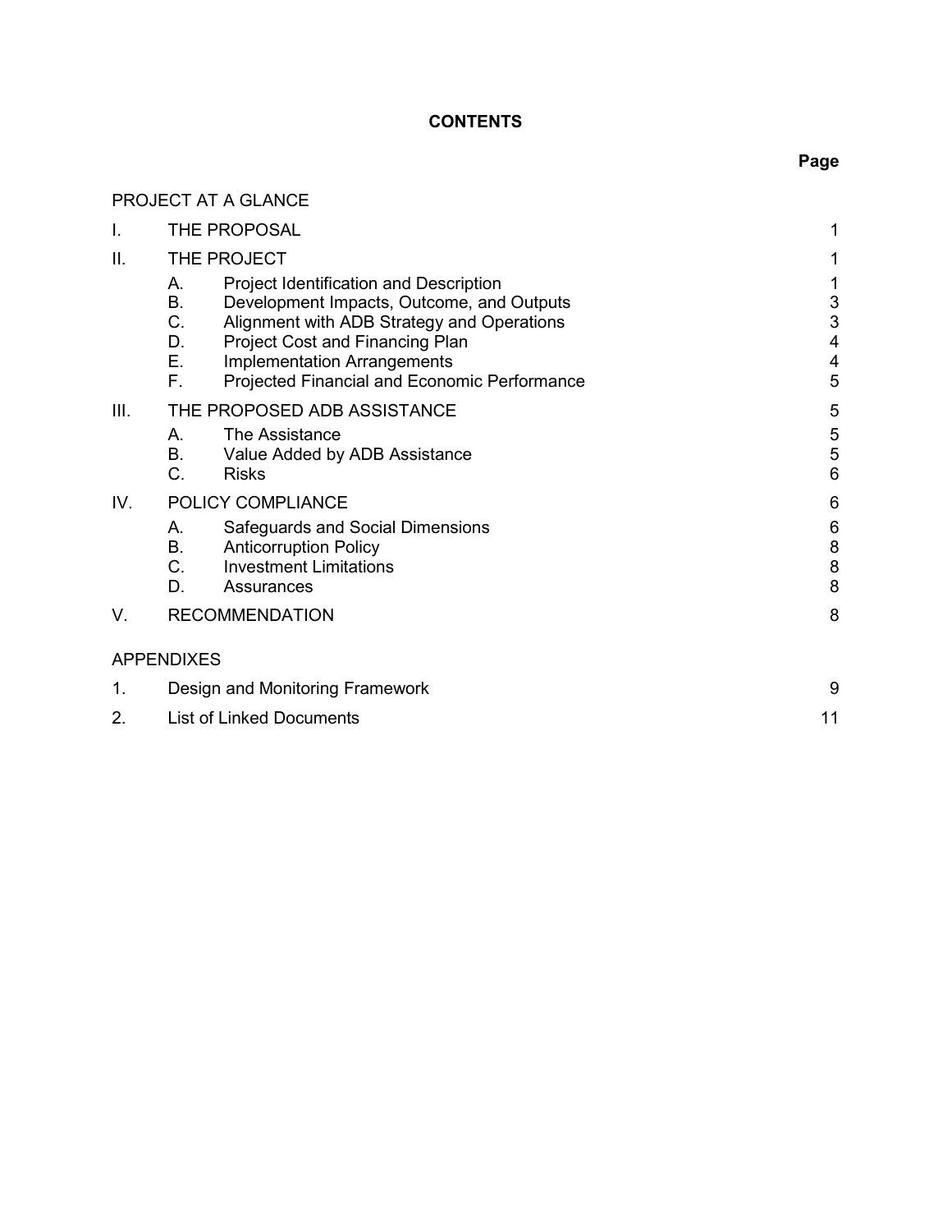# CONTENTS

| | | Page |
|---|---|---|
| PROJECT AT A GLANCE | | |
| I. | THE PROPOSAL | 1 |
| II. | THE PROJECT | 1 |
| | A. Project Identification and Description | 1 |
| | B. Development Impacts, Outcome, and Outputs | 3 |
| | C. Alignment with ADB Strategy and Operations | 3 |
| | D. Project Cost and Financing Plan | 4 |
| | E. Implementation Arrangements | 4 |
| | F. Projected Financial and Economic Performance | 5 |
| III. | THE PROPOSED ADB ASSISTANCE | 5 |
| | A. The Assistance | 5 |
| | B. Value Added by ADB Assistance | 5 |
| | C. Risks | 6 |
| IV. | POLICY COMPLIANCE | 6 |
| | A. Safeguards and Social Dimensions | 6 |
| | B. Anticorruption Policy | 8 |
| | C. Investment Limitations | 8 |
| | D. Assurances | 8 |
| V. | RECOMMENDATION | 8 |
| APPENDIXES | | |
| 1. | Design and Monitoring Framework | 9 |
| 2. | List of Linked Documents | 11 |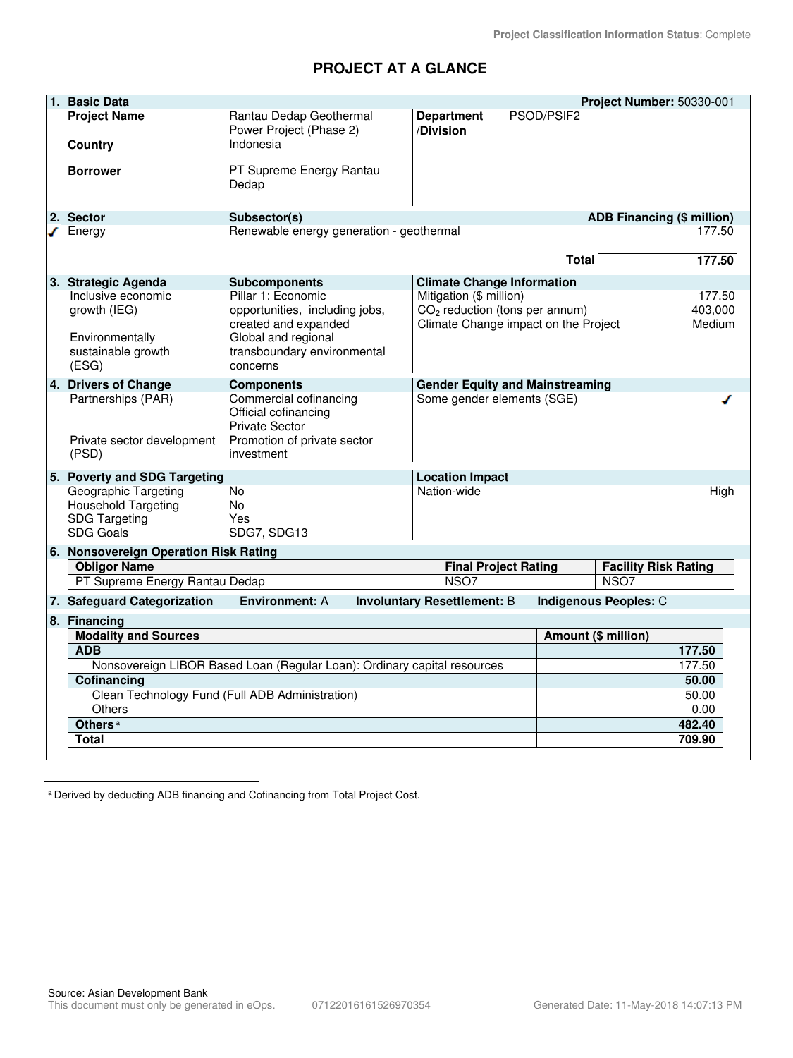Project Classification Information Status: Complete

# PROJECT AT A GLANCE

| 1. Basic Data | | | Project Number: 50330-001 |
|---|---|---|---|
| Project Name | Rantau Dedap Geothermal Power Project (Phase 2) | Department /Division | PSOD/PSIF2 |
| Country | Indonesia | | |
| Borrower | PT Supreme Energy Rantau Dedap | | |

| 2. Sector | Subsector(s) | ADB Financing ($ million) |
|---|---|---|
| ✓ Energy | Renewable energy generation - geothermal | 177.50 |
| | Total | 177.50 |

| 3. Strategic Agenda | Subcomponents | Climate Change Information | |
|---|---|---|---|
| Inclusive economic growth (IEG) | Pillar 1: Economic opportunities, including jobs, created and expanded | Mitigation ($ million) | 177.50 |
| | | $CO_2$ reduction (tons per annum) | 403,000 |
| Environmentally sustainable growth (ESG) | Global and regional transboundary environmental concerns | Climate Change impact on the Project | Medium |

| 4. Drivers of Change | Components | Gender Equity and Mainstreaming | |
|---|---|---|---|
| Partnerships (PAR) | Commercial cofinancing<br>Official cofinancing<br>Private Sector | Some gender elements (SGE) | ✓ |
| Private sector development (PSD) | Promotion of private sector investment | | |

| 5. Poverty and SDG Targeting | | Location Impact | |
|---|---|---|---|
| Geographic Targeting | No | Nation-wide | High |
| Household Targeting | No | | |
| SDG Targeting | Yes | | |
| SDG Goals | SDG7, SDG13 | | |

**6. Nonsovereign Operation Risk Rating**

| Obligor Name | Final Project Rating | Facility Risk Rating |
|---|---|---|
| PT Supreme Energy Rantau Dedap | NSO7 | NSO7 |

**7. Safeguard Categorization** **Environment:** A **Involuntary Resettlement:** B **Indigenous Peoples:** C

**8. Financing**

| Modality and Sources | Amount ($ million) |
|---|---|
| **ADB** | **177.50** |
| Nonsovereign LIBOR Based Loan (Regular Loan): Ordinary capital resources | 177.50 |
| **Cofinancing** | **50.00** |
| Clean Technology Fund (Full ADB Administration) | 50.00 |
| Others | 0.00 |
| **Others** [a] | **482.40** |
| **Total** | **709.90** |

[a] Derived by deducting ADB financing and Cofinancing from Total Project Cost.

Source: Asian Development Bank

This document must only be generated in eOps. 07122016161526970354 Generated Date: 11-May-2018 14:07:13 PM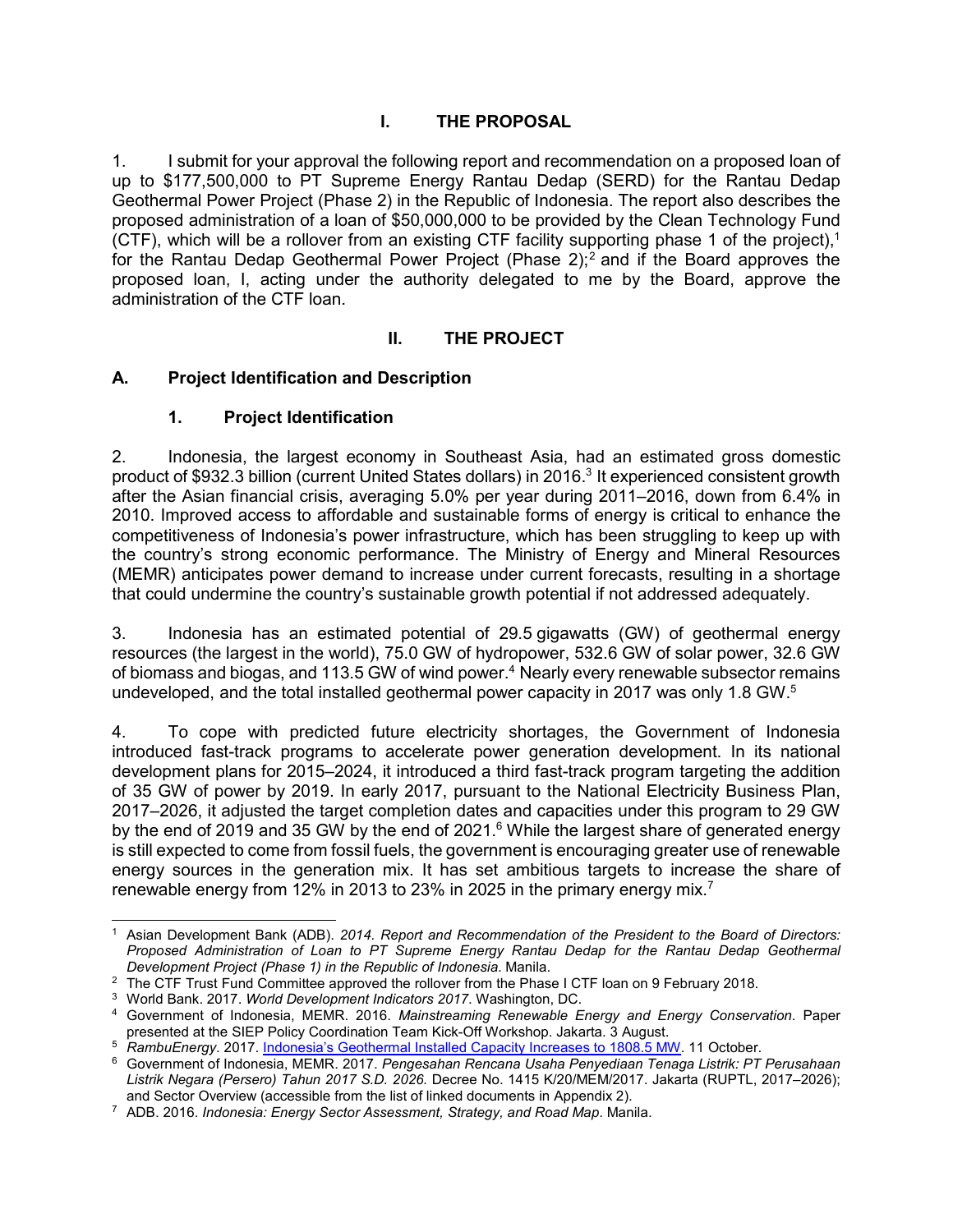# I. THE PROPOSAL

1. I submit for your approval the following report and recommendation on a proposed loan of up to $177,500,000 to PT Supreme Energy Rantau Dedap (SERD) for the Rantau Dedap Geothermal Power Project (Phase 2) in the Republic of Indonesia. The report also describes the proposed administration of a loan of $50,000,000 to be provided by the Clean Technology Fund (CTF), which will be a rollover from an existing CTF facility supporting phase 1 of the project),[1] for the Rantau Dedap Geothermal Power Project (Phase 2);[2] and if the Board approves the proposed loan, I, acting under the authority delegated to me by the Board, approve the administration of the CTF loan.

# II. THE PROJECT

## A. Project Identification and Description

### 1. Project Identification

2. Indonesia, the largest economy in Southeast Asia, had an estimated gross domestic product of $932.3 billion (current United States dollars) in 2016.[3] It experienced consistent growth after the Asian financial crisis, averaging 5.0% per year during 2011–2016, down from 6.4% in 2010. Improved access to affordable and sustainable forms of energy is critical to enhance the competitiveness of Indonesia's power infrastructure, which has been struggling to keep up with the country's strong economic performance. The Ministry of Energy and Mineral Resources (MEMR) anticipates power demand to increase under current forecasts, resulting in a shortage that could undermine the country's sustainable growth potential if not addressed adequately.

3. Indonesia has an estimated potential of 29.5 gigawatts (GW) of geothermal energy resources (the largest in the world), 75.0 GW of hydropower, 532.6 GW of solar power, 32.6 GW of biomass and biogas, and 113.5 GW of wind power.[4] Nearly every renewable subsector remains undeveloped, and the total installed geothermal power capacity in 2017 was only 1.8 GW.[5]

4. To cope with predicted future electricity shortages, the Government of Indonesia introduced fast-track programs to accelerate power generation development. In its national development plans for 2015–2024, it introduced a third fast-track program targeting the addition of 35 GW of power by 2019. In early 2017, pursuant to the National Electricity Business Plan, 2017–2026, it adjusted the target completion dates and capacities under this program to 29 GW by the end of 2019 and 35 GW by the end of 2021.[6] While the largest share of generated energy is still expected to come from fossil fuels, the government is encouraging greater use of renewable energy sources in the generation mix. It has set ambitious targets to increase the share of renewable energy from 12% in 2013 to 23% in 2025 in the primary energy mix.[7]

---

[1] Asian Development Bank (ADB). *2014. Report and Recommendation of the President to the Board of Directors: Proposed Administration of Loan to PT Supreme Energy Rantau Dedap for the Rantau Dedap Geothermal Development Project (Phase 1) in the Republic of Indonesia*. Manila.

[2] The CTF Trust Fund Committee approved the rollover from the Phase I CTF loan on 9 February 2018.

[3] World Bank. 2017. *World Development Indicators 2017*. Washington, DC.

[4] Government of Indonesia, MEMR. 2016. *Mainstreaming Renewable Energy and Energy Conservation*. Paper presented at the SIEP Policy Coordination Team Kick-Off Workshop. Jakarta. 3 August.

[5] *RambuEnergy*. 2017. Indonesia's Geothermal Installed Capacity Increases to 1808.5 MW. 11 October.

[6] Government of Indonesia, MEMR. 2017. *Pengesahan Rencana Usaha Penyediaan Tenaga Listrik: PT Perusahaan Listrik Negara (Persero) Tahun 2017 S.D. 2026.* Decree No. 1415 K/20/MEM/2017. Jakarta (RUPTL, 2017–2026); and Sector Overview (accessible from the list of linked documents in Appendix 2).

[7] ADB. 2016. *Indonesia: Energy Sector Assessment, Strategy, and Road Map*. Manila.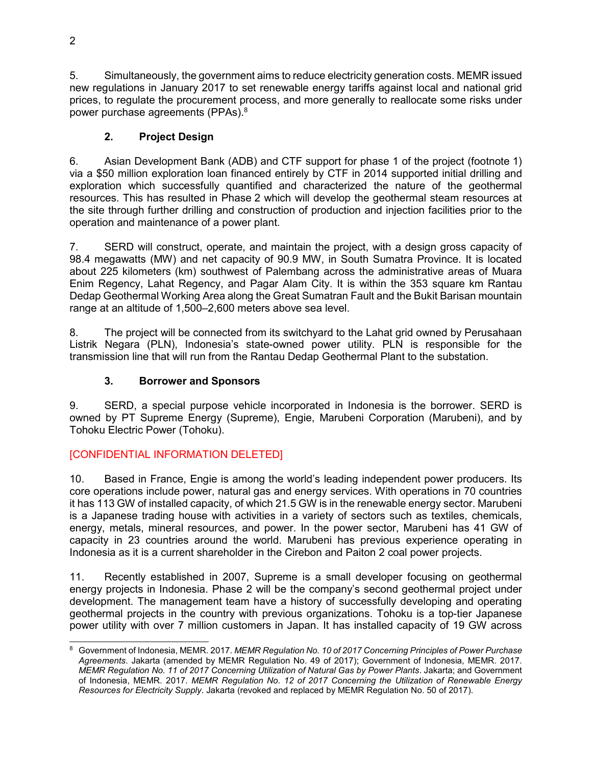5. Simultaneously, the government aims to reduce electricity generation costs. MEMR issued new regulations in January 2017 to set renewable energy tariffs against local and national grid prices, to regulate the procurement process, and more generally to reallocate some risks under power purchase agreements (PPAs).[8]

### 2. Project Design

6. Asian Development Bank (ADB) and CTF support for phase 1 of the project (footnote 1) via a $50 million exploration loan financed entirely by CTF in 2014 supported initial drilling and exploration which successfully quantified and characterized the nature of the geothermal resources. This has resulted in Phase 2 which will develop the geothermal steam resources at the site through further drilling and construction of production and injection facilities prior to the operation and maintenance of a power plant.

7. SERD will construct, operate, and maintain the project, with a design gross capacity of 98.4 megawatts (MW) and net capacity of 90.9 MW, in South Sumatra Province. It is located about 225 kilometers (km) southwest of Palembang across the administrative areas of Muara Enim Regency, Lahat Regency, and Pagar Alam City. It is within the 353 square km Rantau Dedap Geothermal Working Area along the Great Sumatran Fault and the Bukit Barisan mountain range at an altitude of 1,500–2,600 meters above sea level.

8. The project will be connected from its switchyard to the Lahat grid owned by Perusahaan Listrik Negara (PLN), Indonesia's state-owned power utility. PLN is responsible for the transmission line that will run from the Rantau Dedap Geothermal Plant to the substation.

### 3. Borrower and Sponsors

9. SERD, a special purpose vehicle incorporated in Indonesia is the borrower. SERD is owned by PT Supreme Energy (Supreme), Engie, Marubeni Corporation (Marubeni), and by Tohoku Electric Power (Tohoku).

[CONFIDENTIAL INFORMATION DELETED]

10. Based in France, Engie is among the world's leading independent power producers. Its core operations include power, natural gas and energy services. With operations in 70 countries it has 113 GW of installed capacity, of which 21.5 GW is in the renewable energy sector. Marubeni is a Japanese trading house with activities in a variety of sectors such as textiles, chemicals, energy, metals, mineral resources, and power. In the power sector, Marubeni has 41 GW of capacity in 23 countries around the world. Marubeni has previous experience operating in Indonesia as it is a current shareholder in the Cirebon and Paiton 2 coal power projects.

11. Recently established in 2007, Supreme is a small developer focusing on geothermal energy projects in Indonesia. Phase 2 will be the company's second geothermal project under development. The management team have a history of successfully developing and operating geothermal projects in the country with previous organizations. Tohoku is a top-tier Japanese power utility with over 7 million customers in Japan. It has installed capacity of 19 GW across

---

[8] Government of Indonesia, MEMR. 2017. *MEMR Regulation No. 10 of 2017 Concerning Principles of Power Purchase Agreements*. Jakarta (amended by MEMR Regulation No. 49 of 2017); Government of Indonesia, MEMR. 2017. *MEMR Regulation No. 11 of 2017 Concerning Utilization of Natural Gas by Power Plants*. Jakarta; and Government of Indonesia, MEMR. 2017. *MEMR Regulation No. 12 of 2017 Concerning the Utilization of Renewable Energy Resources for Electricity Supply*. Jakarta (revoked and replaced by MEMR Regulation No. 50 of 2017).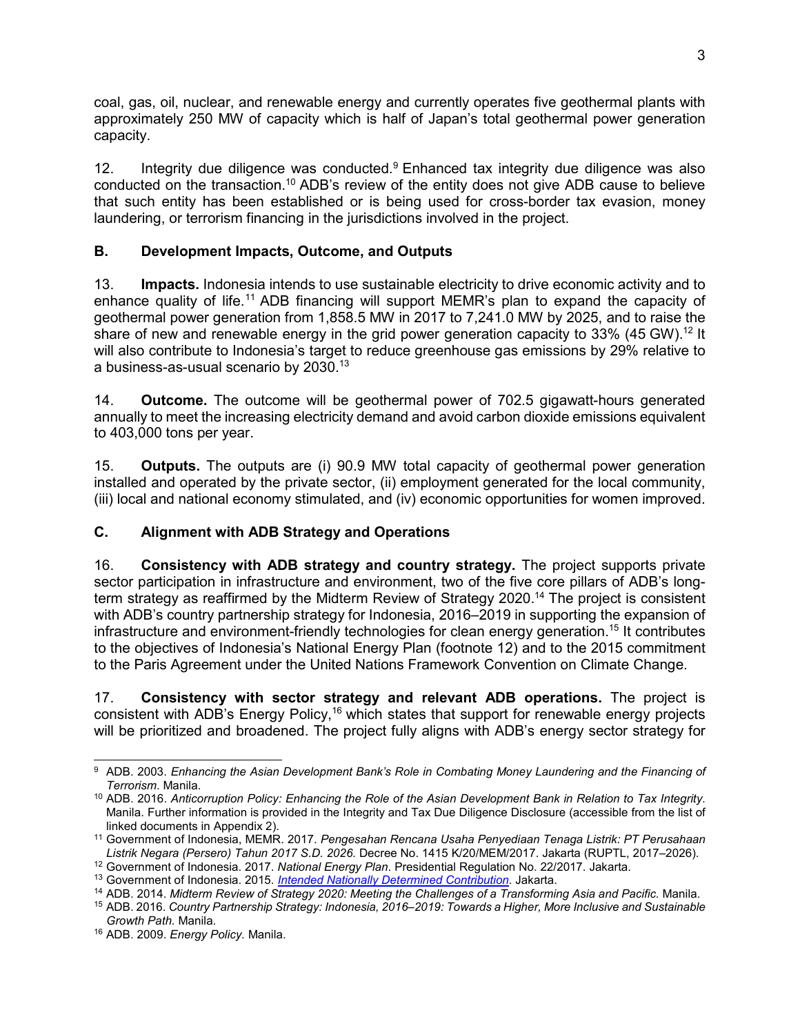coal, gas, oil, nuclear, and renewable energy and currently operates five geothermal plants with approximately 250 MW of capacity which is half of Japan's total geothermal power generation capacity.

12. Integrity due diligence was conducted.[9] Enhanced tax integrity due diligence was also conducted on the transaction.[10] ADB's review of the entity does not give ADB cause to believe that such entity has been established or is being used for cross-border tax evasion, money laundering, or terrorism financing in the jurisdictions involved in the project.

### B. Development Impacts, Outcome, and Outputs

13. **Impacts.** Indonesia intends to use sustainable electricity to drive economic activity and to enhance quality of life.[11] ADB financing will support MEMR's plan to expand the capacity of geothermal power generation from 1,858.5 MW in 2017 to 7,241.0 MW by 2025, and to raise the share of new and renewable energy in the grid power generation capacity to 33% (45 GW).[12] It will also contribute to Indonesia's target to reduce greenhouse gas emissions by 29% relative to a business-as-usual scenario by 2030.[13]

14. **Outcome.** The outcome will be geothermal power of 702.5 gigawatt-hours generated annually to meet the increasing electricity demand and avoid carbon dioxide emissions equivalent to 403,000 tons per year.

15. **Outputs.** The outputs are (i) 90.9 MW total capacity of geothermal power generation installed and operated by the private sector, (ii) employment generated for the local community, (iii) local and national economy stimulated, and (iv) economic opportunities for women improved.

### C. Alignment with ADB Strategy and Operations

16. **Consistency with ADB strategy and country strategy.** The project supports private sector participation in infrastructure and environment, two of the five core pillars of ADB's long-term strategy as reaffirmed by the Midterm Review of Strategy 2020.[14] The project is consistent with ADB's country partnership strategy for Indonesia, 2016–2019 in supporting the expansion of infrastructure and environment-friendly technologies for clean energy generation.[15] It contributes to the objectives of Indonesia's National Energy Plan (footnote 12) and to the 2015 commitment to the Paris Agreement under the United Nations Framework Convention on Climate Change.

17. **Consistency with sector strategy and relevant ADB operations.** The project is consistent with ADB's Energy Policy,[16] which states that support for renewable energy projects will be prioritized and broadened. The project fully aligns with ADB's energy sector strategy for

---

[9] ADB. 2003. *Enhancing the Asian Development Bank's Role in Combating Money Laundering and the Financing of Terrorism*. Manila.

[10] ADB. 2016. *Anticorruption Policy: Enhancing the Role of the Asian Development Bank in Relation to Tax Integrity.* Manila. Further information is provided in the Integrity and Tax Due Diligence Disclosure (accessible from the list of linked documents in Appendix 2).

[11] Government of Indonesia, MEMR. 2017. *Pengesahan Rencana Usaha Penyediaan Tenaga Listrik: PT Perusahaan Listrik Negara (Persero) Tahun 2017 S.D. 2026.* Decree No. 1415 K/20/MEM/2017. Jakarta (RUPTL, 2017–2026).

[12] Government of Indonesia. 2017. *National Energy Plan*. Presidential Regulation No. 22/2017. Jakarta.

[13] Government of Indonesia. 2015. *Intended Nationally Determined Contribution*. Jakarta.

[14] ADB. 2014. *Midterm Review of Strategy 2020: Meeting the Challenges of a Transforming Asia and Pacific.* Manila.

[15] ADB. 2016. *Country Partnership Strategy: Indonesia, 2016–2019: Towards a Higher, More Inclusive and Sustainable Growth Path.* Manila.

[16] ADB. 2009. *Energy Policy.* Manila.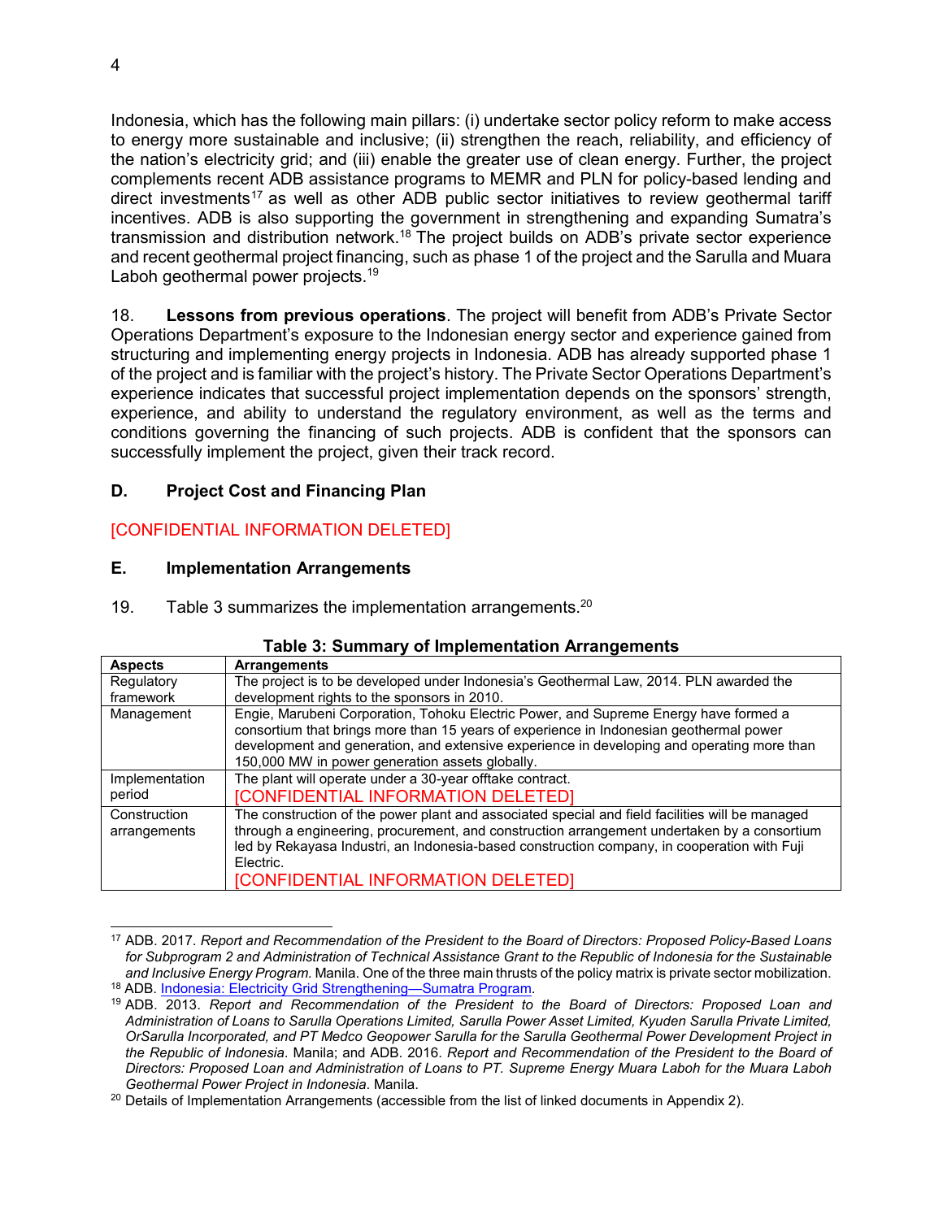Indonesia, which has the following main pillars: (i) undertake sector policy reform to make access to energy more sustainable and inclusive; (ii) strengthen the reach, reliability, and efficiency of the nation's electricity grid; and (iii) enable the greater use of clean energy. Further, the project complements recent ADB assistance programs to MEMR and PLN for policy-based lending and direct investments[17] as well as other ADB public sector initiatives to review geothermal tariff incentives. ADB is also supporting the government in strengthening and expanding Sumatra's transmission and distribution network.[18] The project builds on ADB's private sector experience and recent geothermal project financing, such as phase 1 of the project and the Sarulla and Muara Laboh geothermal power projects.[19]

18. **Lessons from previous operations**. The project will benefit from ADB's Private Sector Operations Department's exposure to the Indonesian energy sector and experience gained from structuring and implementing energy projects in Indonesia. ADB has already supported phase 1 of the project and is familiar with the project's history. The Private Sector Operations Department's experience indicates that successful project implementation depends on the sponsors' strength, experience, and ability to understand the regulatory environment, as well as the terms and conditions governing the financing of such projects. ADB is confident that the sponsors can successfully implement the project, given their track record.

## D. Project Cost and Financing Plan

[CONFIDENTIAL INFORMATION DELETED]

## E. Implementation Arrangements

19. Table 3 summarizes the implementation arrangements.[20]

**Table 3: Summary of Implementation Arrangements**

| Aspects | Arrangements |
|---|---|
| Regulatory framework | The project is to be developed under Indonesia's Geothermal Law, 2014. PLN awarded the development rights to the sponsors in 2010. |
| Management | Engie, Marubeni Corporation, Tohoku Electric Power, and Supreme Energy have formed a consortium that brings more than 15 years of experience in Indonesian geothermal power development and generation, and extensive experience in developing and operating more than 150,000 MW in power generation assets globally. |
| Implementation period | The plant will operate under a 30-year offtake contract. [CONFIDENTIAL INFORMATION DELETED] |
| Construction arrangements | The construction of the power plant and associated special and field facilities will be managed through a engineering, procurement, and construction arrangement undertaken by a consortium led by Rekayasa Industri, an Indonesia-based construction company, in cooperation with Fuji Electric. [CONFIDENTIAL INFORMATION DELETED] |

---

[17] ADB. 2017. *Report and Recommendation of the President to the Board of Directors: Proposed Policy-Based Loans for Subprogram 2 and Administration of Technical Assistance Grant to the Republic of Indonesia for the Sustainable and Inclusive Energy Program*. Manila. One of the three main thrusts of the policy matrix is private sector mobilization.

[18] ADB. Indonesia: Electricity Grid Strengthening—Sumatra Program.

[19] ADB. 2013. *Report and Recommendation of the President to the Board of Directors: Proposed Loan and Administration of Loans to Sarulla Operations Limited, Sarulla Power Asset Limited, Kyuden Sarulla Private Limited, OrSarulla Incorporated, and PT Medco Geopower Sarulla for the Sarulla Geothermal Power Development Project in the Republic of Indonesia*. Manila; and ADB. 2016. *Report and Recommendation of the President to the Board of Directors: Proposed Loan and Administration of Loans to PT. Supreme Energy Muara Laboh for the Muara Laboh Geothermal Power Project in Indonesia*. Manila.

[20] Details of Implementation Arrangements (accessible from the list of linked documents in Appendix 2).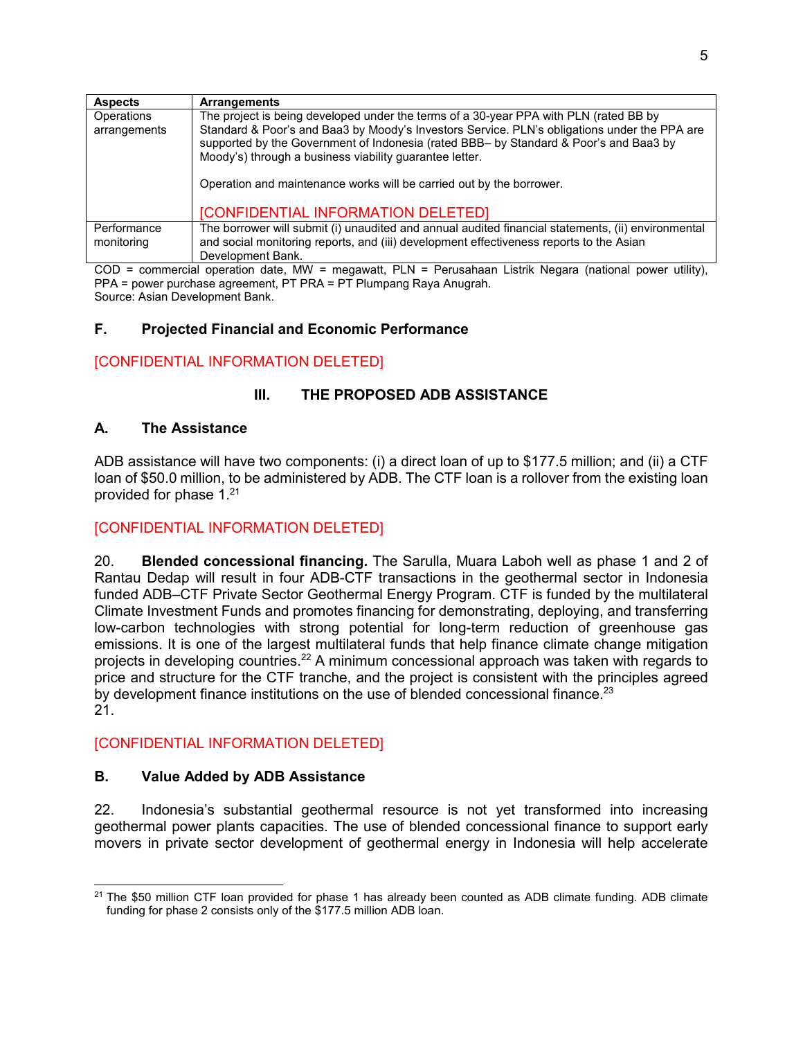| Aspects | Arrangements |
|---|---|
| Operations arrangements | The project is being developed under the terms of a 30-year PPA with PLN (rated BB by Standard & Poor's and Baa3 by Moody's Investors Service. PLN's obligations under the PPA are supported by the Government of Indonesia (rated BBB– by Standard & Poor's and Baa3 by Moody's) through a business viability guarantee letter.<br><br>Operation and maintenance works will be carried out by the borrower.<br><br>[CONFIDENTIAL INFORMATION DELETED] |
| Performance monitoring | The borrower will submit (i) unaudited and annual audited financial statements, (ii) environmental and social monitoring reports, and (iii) development effectiveness reports to the Asian Development Bank. |

COD = commercial operation date, MW = megawatt, PLN = Perusahaan Listrik Negara (national power utility), PPA = power purchase agreement, PT PRA = PT Plumpang Raya Anugrah.
Source: Asian Development Bank.

### F. Projected Financial and Economic Performance

[CONFIDENTIAL INFORMATION DELETED]

## III. THE PROPOSED ADB ASSISTANCE

### A. The Assistance

ADB assistance will have two components: (i) a direct loan of up to $177.5 million; and (ii) a CTF loan of $50.0 million, to be administered by ADB. The CTF loan is a rollover from the existing loan provided for phase 1.[21]

[CONFIDENTIAL INFORMATION DELETED]

20. **Blended concessional financing.** The Sarulla, Muara Laboh well as phase 1 and 2 of Rantau Dedap will result in four ADB-CTF transactions in the geothermal sector in Indonesia funded ADB–CTF Private Sector Geothermal Energy Program. CTF is funded by the multilateral Climate Investment Funds and promotes financing for demonstrating, deploying, and transferring low-carbon technologies with strong potential for long-term reduction of greenhouse gas emissions. It is one of the largest multilateral funds that help finance climate change mitigation projects in developing countries.[22] A minimum concessional approach was taken with regards to price and structure for the CTF tranche, and the project is consistent with the principles agreed by development finance institutions on the use of blended concessional finance.[23]
21.

[CONFIDENTIAL INFORMATION DELETED]

### B. Value Added by ADB Assistance

22. Indonesia's substantial geothermal resource is not yet transformed into increasing geothermal power plants capacities. The use of blended concessional finance to support early movers in private sector development of geothermal energy in Indonesia will help accelerate

---

[21] The $50 million CTF loan provided for phase 1 has already been counted as ADB climate funding. ADB climate funding for phase 2 consists only of the $177.5 million ADB loan.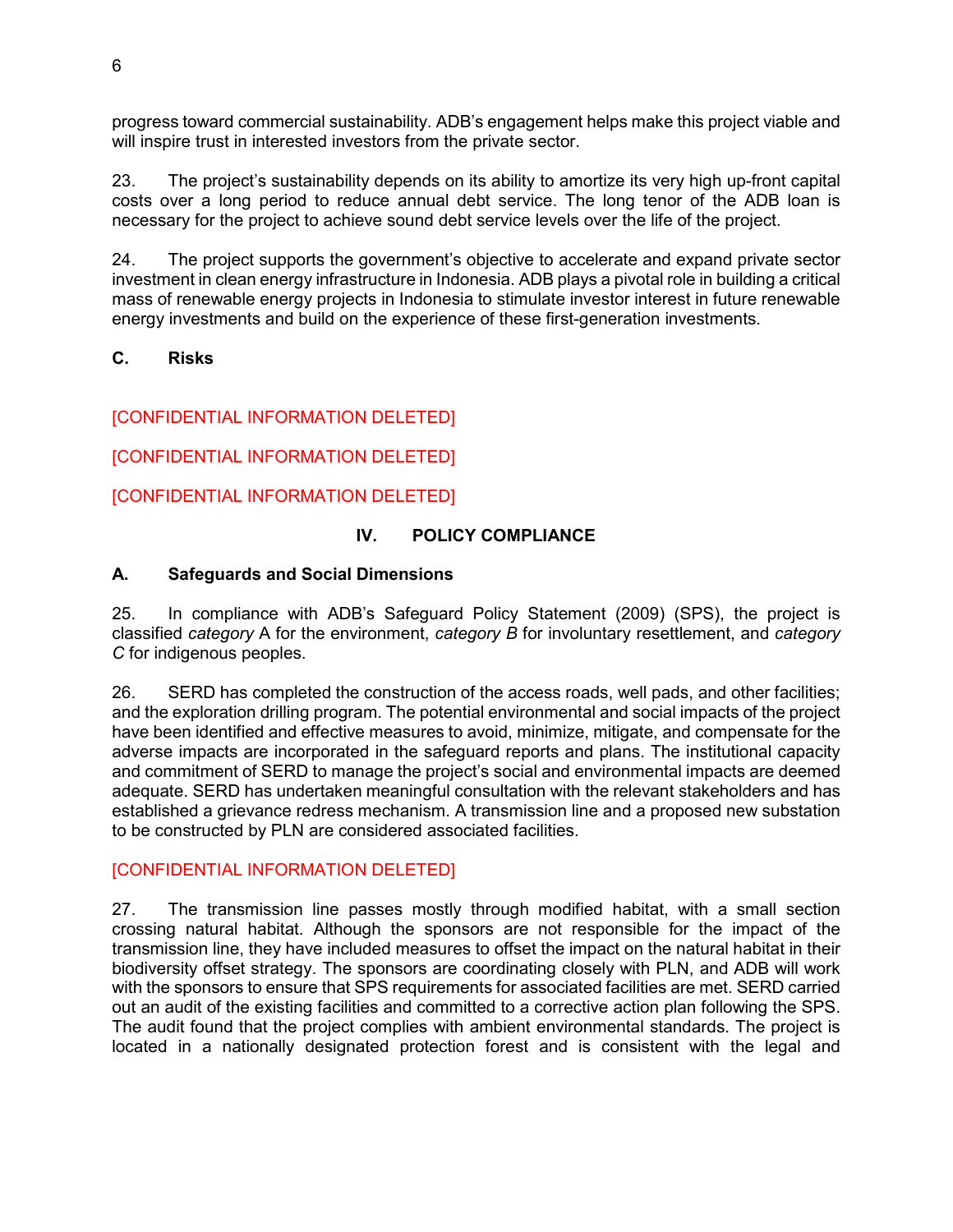progress toward commercial sustainability. ADB's engagement helps make this project viable and will inspire trust in interested investors from the private sector.

23. The project's sustainability depends on its ability to amortize its very high up-front capital costs over a long period to reduce annual debt service. The long tenor of the ADB loan is necessary for the project to achieve sound debt service levels over the life of the project.

24. The project supports the government's objective to accelerate and expand private sector investment in clean energy infrastructure in Indonesia. ADB plays a pivotal role in building a critical mass of renewable energy projects in Indonesia to stimulate investor interest in future renewable energy investments and build on the experience of these first-generation investments.

### C. Risks

[CONFIDENTIAL INFORMATION DELETED]

[CONFIDENTIAL INFORMATION DELETED]

[CONFIDENTIAL INFORMATION DELETED]

## IV. POLICY COMPLIANCE

### A. Safeguards and Social Dimensions

25. In compliance with ADB's Safeguard Policy Statement (2009) (SPS), the project is classified *category* A for the environment, *category B* for involuntary resettlement, and *category C* for indigenous peoples.

26. SERD has completed the construction of the access roads, well pads, and other facilities; and the exploration drilling program. The potential environmental and social impacts of the project have been identified and effective measures to avoid, minimize, mitigate, and compensate for the adverse impacts are incorporated in the safeguard reports and plans. The institutional capacity and commitment of SERD to manage the project's social and environmental impacts are deemed adequate. SERD has undertaken meaningful consultation with the relevant stakeholders and has established a grievance redress mechanism. A transmission line and a proposed new substation to be constructed by PLN are considered associated facilities.

[CONFIDENTIAL INFORMATION DELETED]

27. The transmission line passes mostly through modified habitat, with a small section crossing natural habitat. Although the sponsors are not responsible for the impact of the transmission line, they have included measures to offset the impact on the natural habitat in their biodiversity offset strategy. The sponsors are coordinating closely with PLN, and ADB will work with the sponsors to ensure that SPS requirements for associated facilities are met. SERD carried out an audit of the existing facilities and committed to a corrective action plan following the SPS. The audit found that the project complies with ambient environmental standards. The project is located in a nationally designated protection forest and is consistent with the legal and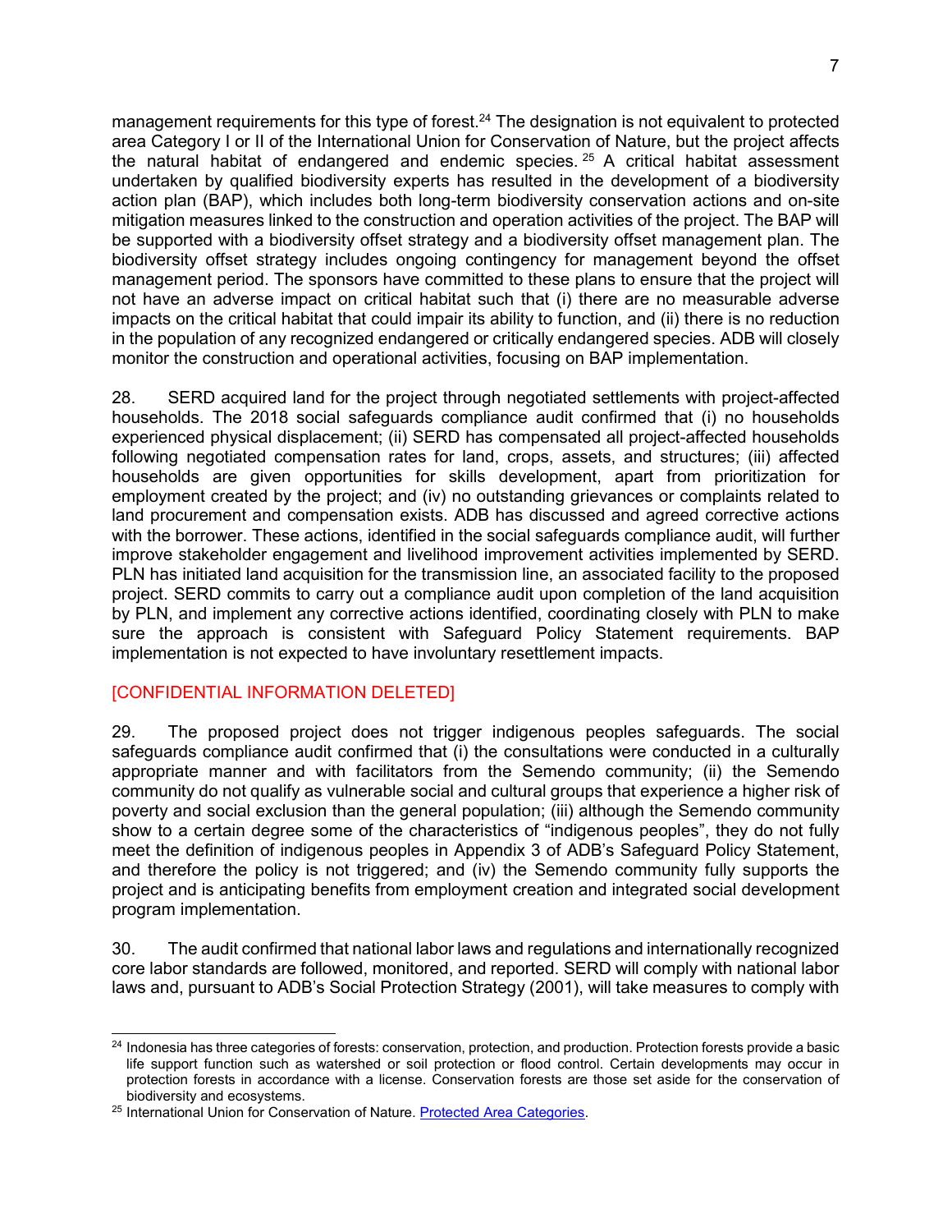management requirements for this type of forest.[24] The designation is not equivalent to protected area Category I or II of the International Union for Conservation of Nature, but the project affects the natural habitat of endangered and endemic species.[25] A critical habitat assessment undertaken by qualified biodiversity experts has resulted in the development of a biodiversity action plan (BAP), which includes both long-term biodiversity conservation actions and on-site mitigation measures linked to the construction and operation activities of the project. The BAP will be supported with a biodiversity offset strategy and a biodiversity offset management plan. The biodiversity offset strategy includes ongoing contingency for management beyond the offset management period. The sponsors have committed to these plans to ensure that the project will not have an adverse impact on critical habitat such that (i) there are no measurable adverse impacts on the critical habitat that could impair its ability to function, and (ii) there is no reduction in the population of any recognized endangered or critically endangered species. ADB will closely monitor the construction and operational activities, focusing on BAP implementation.

28. SERD acquired land for the project through negotiated settlements with project-affected households. The 2018 social safeguards compliance audit confirmed that (i) no households experienced physical displacement; (ii) SERD has compensated all project-affected households following negotiated compensation rates for land, crops, assets, and structures; (iii) affected households are given opportunities for skills development, apart from prioritization for employment created by the project; and (iv) no outstanding grievances or complaints related to land procurement and compensation exists. ADB has discussed and agreed corrective actions with the borrower. These actions, identified in the social safeguards compliance audit, will further improve stakeholder engagement and livelihood improvement activities implemented by SERD. PLN has initiated land acquisition for the transmission line, an associated facility to the proposed project. SERD commits to carry out a compliance audit upon completion of the land acquisition by PLN, and implement any corrective actions identified, coordinating closely with PLN to make sure the approach is consistent with Safeguard Policy Statement requirements. BAP implementation is not expected to have involuntary resettlement impacts.

[CONFIDENTIAL INFORMATION DELETED]

29. The proposed project does not trigger indigenous peoples safeguards. The social safeguards compliance audit confirmed that (i) the consultations were conducted in a culturally appropriate manner and with facilitators from the Semendo community; (ii) the Semendo community do not qualify as vulnerable social and cultural groups that experience a higher risk of poverty and social exclusion than the general population; (iii) although the Semendo community show to a certain degree some of the characteristics of "indigenous peoples", they do not fully meet the definition of indigenous peoples in Appendix 3 of ADB's Safeguard Policy Statement, and therefore the policy is not triggered; and (iv) the Semendo community fully supports the project and is anticipating benefits from employment creation and integrated social development program implementation.

30. The audit confirmed that national labor laws and regulations and internationally recognized core labor standards are followed, monitored, and reported. SERD will comply with national labor laws and, pursuant to ADB's Social Protection Strategy (2001), will take measures to comply with

---

[24] Indonesia has three categories of forests: conservation, protection, and production. Protection forests provide a basic life support function such as watershed or soil protection or flood control. Certain developments may occur in protection forests in accordance with a license. Conservation forests are those set aside for the conservation of biodiversity and ecosystems.

[25] International Union for Conservation of Nature. Protected Area Categories.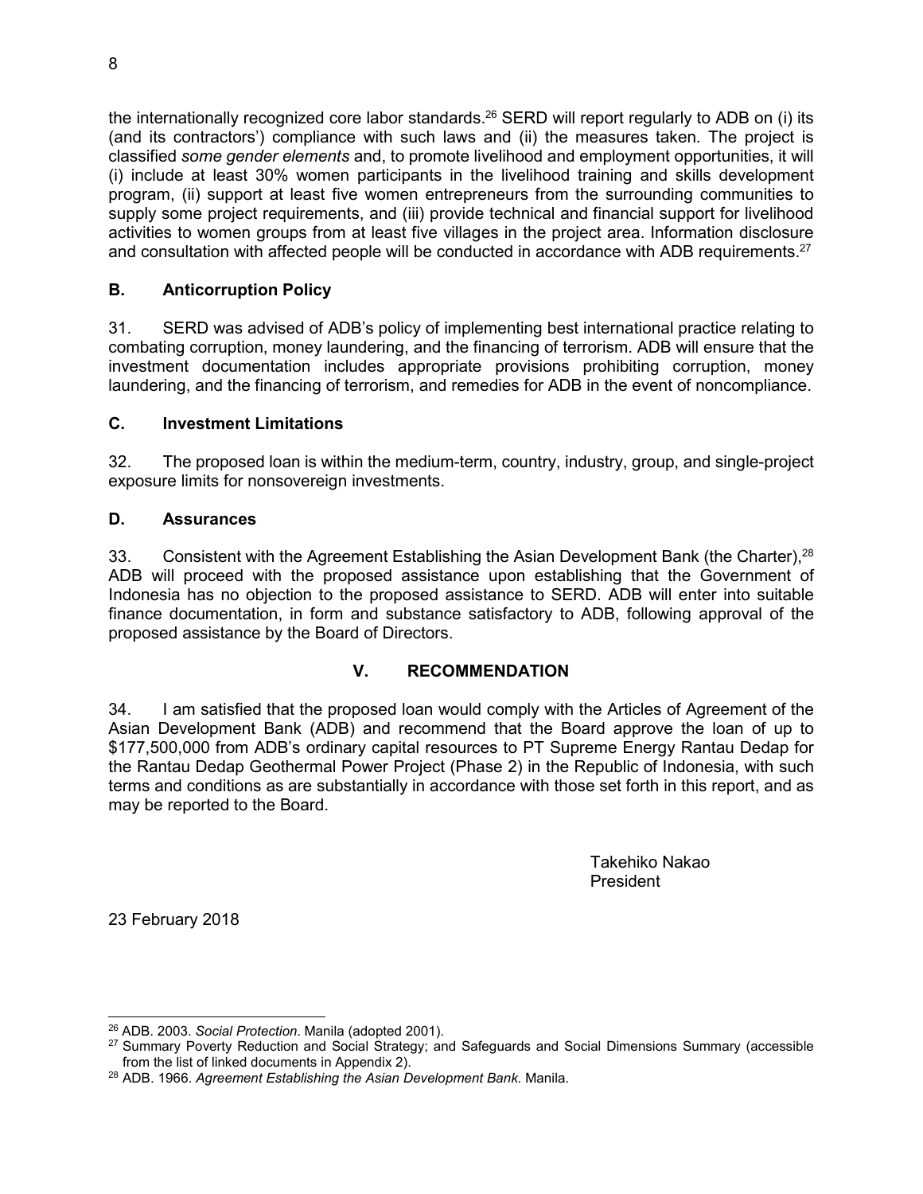the internationally recognized core labor standards.[26] SERD will report regularly to ADB on (i) its (and its contractors') compliance with such laws and (ii) the measures taken. The project is classified *some gender elements* and, to promote livelihood and employment opportunities, it will (i) include at least 30% women participants in the livelihood training and skills development program, (ii) support at least five women entrepreneurs from the surrounding communities to supply some project requirements, and (iii) provide technical and financial support for livelihood activities to women groups from at least five villages in the project area. Information disclosure and consultation with affected people will be conducted in accordance with ADB requirements.[27]

### B. Anticorruption Policy

31. SERD was advised of ADB's policy of implementing best international practice relating to combating corruption, money laundering, and the financing of terrorism. ADB will ensure that the investment documentation includes appropriate provisions prohibiting corruption, money laundering, and the financing of terrorism, and remedies for ADB in the event of noncompliance.

### C. Investment Limitations

32. The proposed loan is within the medium-term, country, industry, group, and single-project exposure limits for nonsovereign investments.

### D. Assurances

33. Consistent with the Agreement Establishing the Asian Development Bank (the Charter),[28] ADB will proceed with the proposed assistance upon establishing that the Government of Indonesia has no objection to the proposed assistance to SERD. ADB will enter into suitable finance documentation, in form and substance satisfactory to ADB, following approval of the proposed assistance by the Board of Directors.

## V. RECOMMENDATION

34. I am satisfied that the proposed loan would comply with the Articles of Agreement of the Asian Development Bank (ADB) and recommend that the Board approve the loan of up to $177,500,000 from ADB's ordinary capital resources to PT Supreme Energy Rantau Dedap for the Rantau Dedap Geothermal Power Project (Phase 2) in the Republic of Indonesia, with such terms and conditions as are substantially in accordance with those set forth in this report, and as may be reported to the Board.

Takehiko Nakao
President

23 February 2018

---

[26] ADB. 2003. *Social Protection*. Manila (adopted 2001).

[27] Summary Poverty Reduction and Social Strategy; and Safeguards and Social Dimensions Summary (accessible from the list of linked documents in Appendix 2).

[28] ADB. 1966. *Agreement Establishing the Asian Development Bank.* Manila.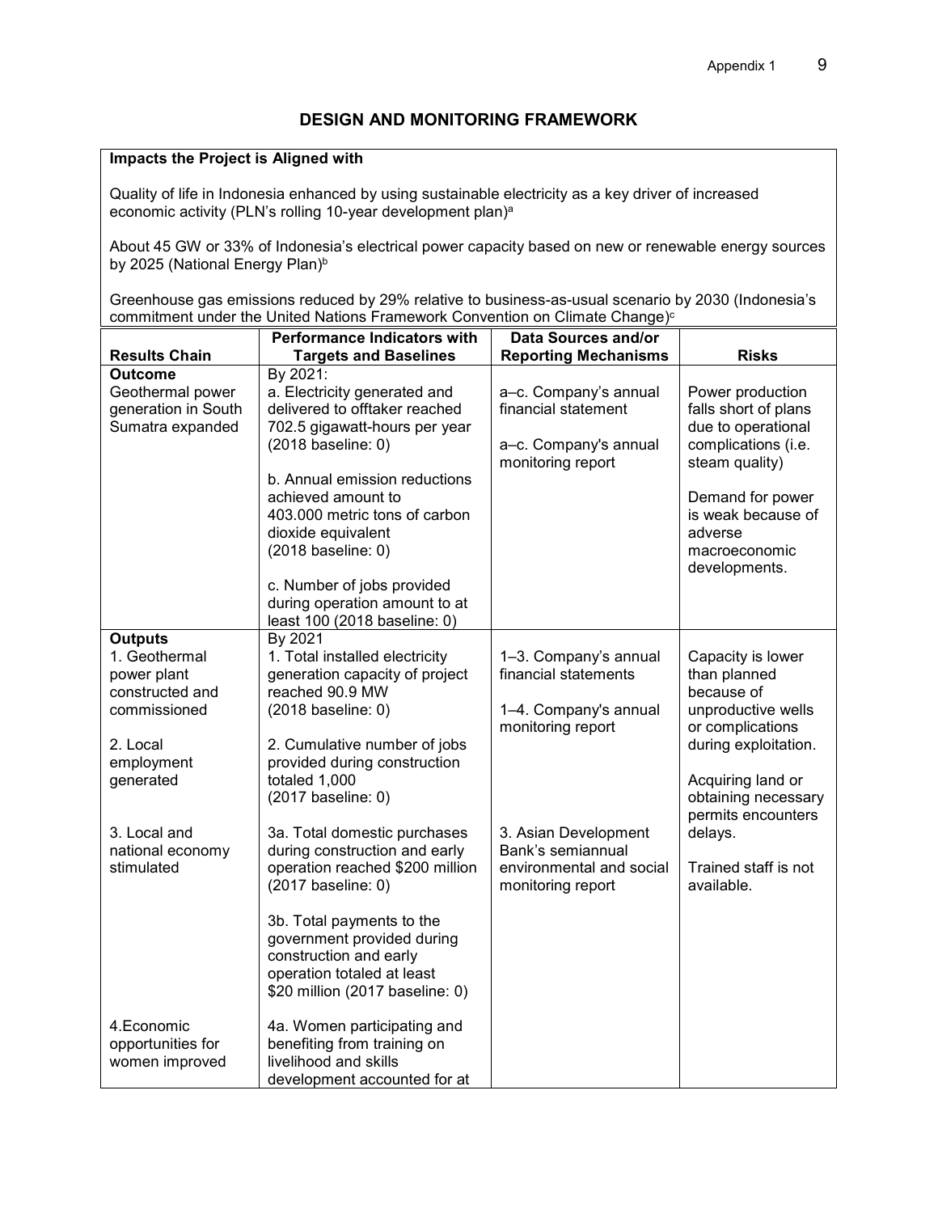## DESIGN AND MONITORING FRAMEWORK

**Impacts the Project is Aligned with**

Quality of life in Indonesia enhanced by using sustainable electricity as a key driver of increased economic activity (PLN's rolling 10-year development plan)[a]

About 45 GW or 33% of Indonesia's electrical power capacity based on new or renewable energy sources by 2025 (National Energy Plan)[b]

Greenhouse gas emissions reduced by 29% relative to business-as-usual scenario by 2030 (Indonesia's commitment under the United Nations Framework Convention on Climate Change)[c]

| Results Chain | Performance Indicators with Targets and Baselines | Data Sources and/or Reporting Mechanisms | Risks |
|---|---|---|---|
| **Outcome**<br>Geothermal power generation in South Sumatra expanded | By 2021:<br>a. Electricity generated and delivered to offtaker reached 702.5 gigawatt-hours per year (2018 baseline: 0)<br><br>b. Annual emission reductions achieved amount to 403.000 metric tons of carbon dioxide equivalent (2018 baseline: 0)<br><br>c. Number of jobs provided during operation amount to at least 100 (2018 baseline: 0) | a–c. Company's annual financial statement<br><br>a–c. Company's annual monitoring report | Power production falls short of plans due to operational complications (i.e. steam quality)<br><br>Demand for power is weak because of adverse macroeconomic developments. |
| **Outputs**<br>1. Geothermal power plant constructed and commissioned<br><br>2. Local employment generated<br><br>3. Local and national economy stimulated<br><br>4.Economic opportunities for women improved | By 2021<br>1. Total installed electricity generation capacity of project reached 90.9 MW (2018 baseline: 0)<br><br>2. Cumulative number of jobs provided during construction totaled 1,000 (2017 baseline: 0)<br><br>3a. Total domestic purchases during construction and early operation reached $200 million (2017 baseline: 0)<br><br>3b. Total payments to the government provided during construction and early operation totaled at least $20 million (2017 baseline: 0)<br><br>4a. Women participating and benefiting from training on livelihood and skills development accounted for at | 1–3. Company's annual financial statements<br><br>1–4. Company's annual monitoring report<br><br>3. Asian Development Bank's semiannual environmental and social monitoring report | Capacity is lower than planned because of unproductive wells or complications during exploitation.<br><br>Acquiring land or obtaining necessary permits encounters delays.<br><br>Trained staff is not available. |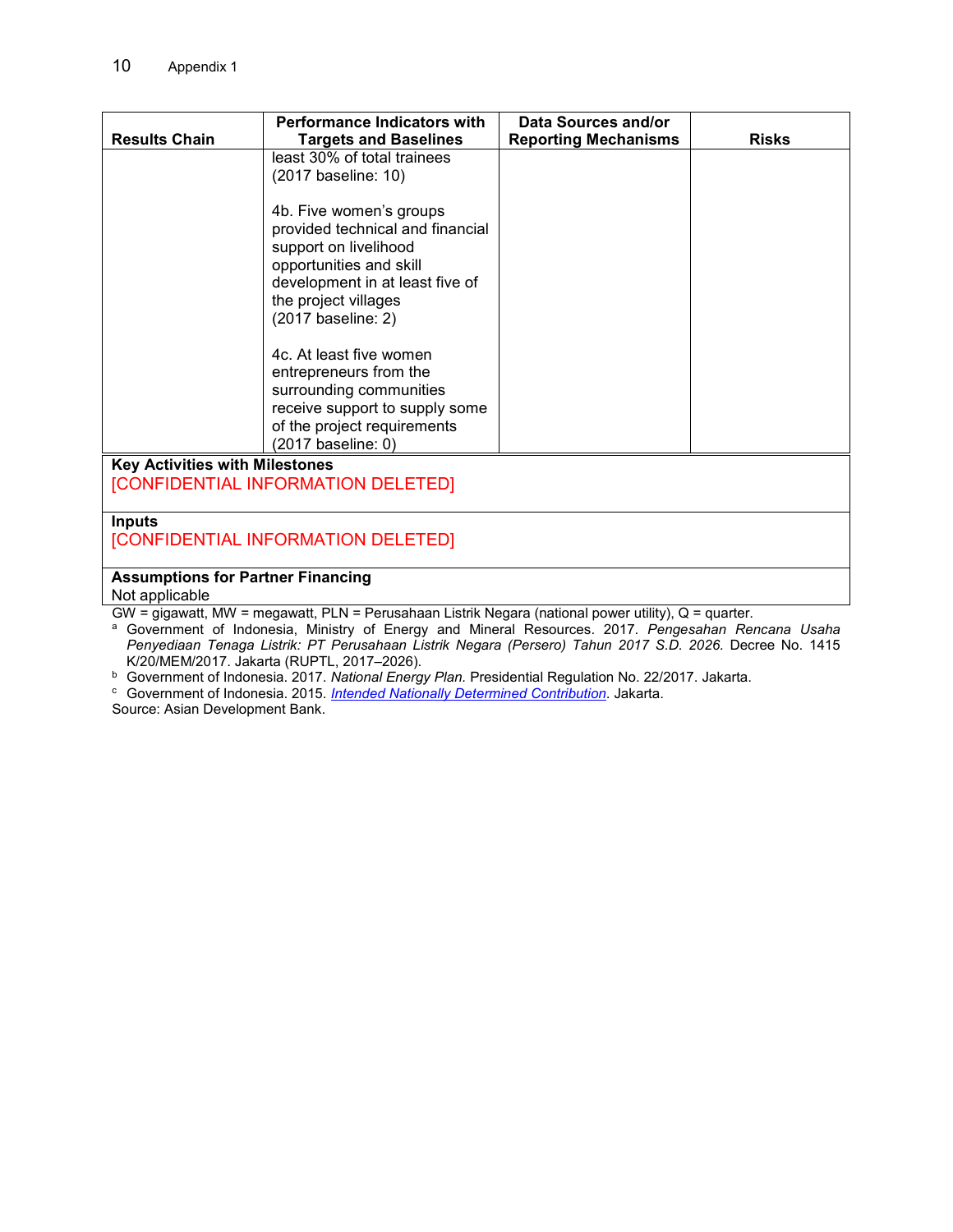| Results Chain | Performance Indicators with Targets and Baselines | Data Sources and/or Reporting Mechanisms | Risks |
|---|---|---|---|
| | least 30% of total trainees (2017 baseline: 10)<br><br>4b. Five women's groups provided technical and financial support on livelihood opportunities and skill development in at least five of the project villages (2017 baseline: 2)<br><br>4c. At least five women entrepreneurs from the surrounding communities receive support to supply some of the project requirements (2017 baseline: 0) | | |

**Key Activities with Milestones**

[CONFIDENTIAL INFORMATION DELETED]

**Inputs**

[CONFIDENTIAL INFORMATION DELETED]

**Assumptions for Partner Financing**

Not applicable

GW = gigawatt, MW = megawatt, PLN = Perusahaan Listrik Negara (national power utility), Q = quarter.

[a] Government of Indonesia, Ministry of Energy and Mineral Resources. 2017. *Pengesahan Rencana Usaha Penyediaan Tenaga Listrik: PT Perusahaan Listrik Negara (Persero) Tahun 2017 S.D. 2026.* Decree No. 1415 K/20/MEM/2017. Jakarta (RUPTL, 2017–2026).

[b] Government of Indonesia. 2017. *National Energy Plan.* Presidential Regulation No. 22/2017. Jakarta.

[c] Government of Indonesia. 2015. *Intended Nationally Determined Contribution*. Jakarta.

Source: Asian Development Bank.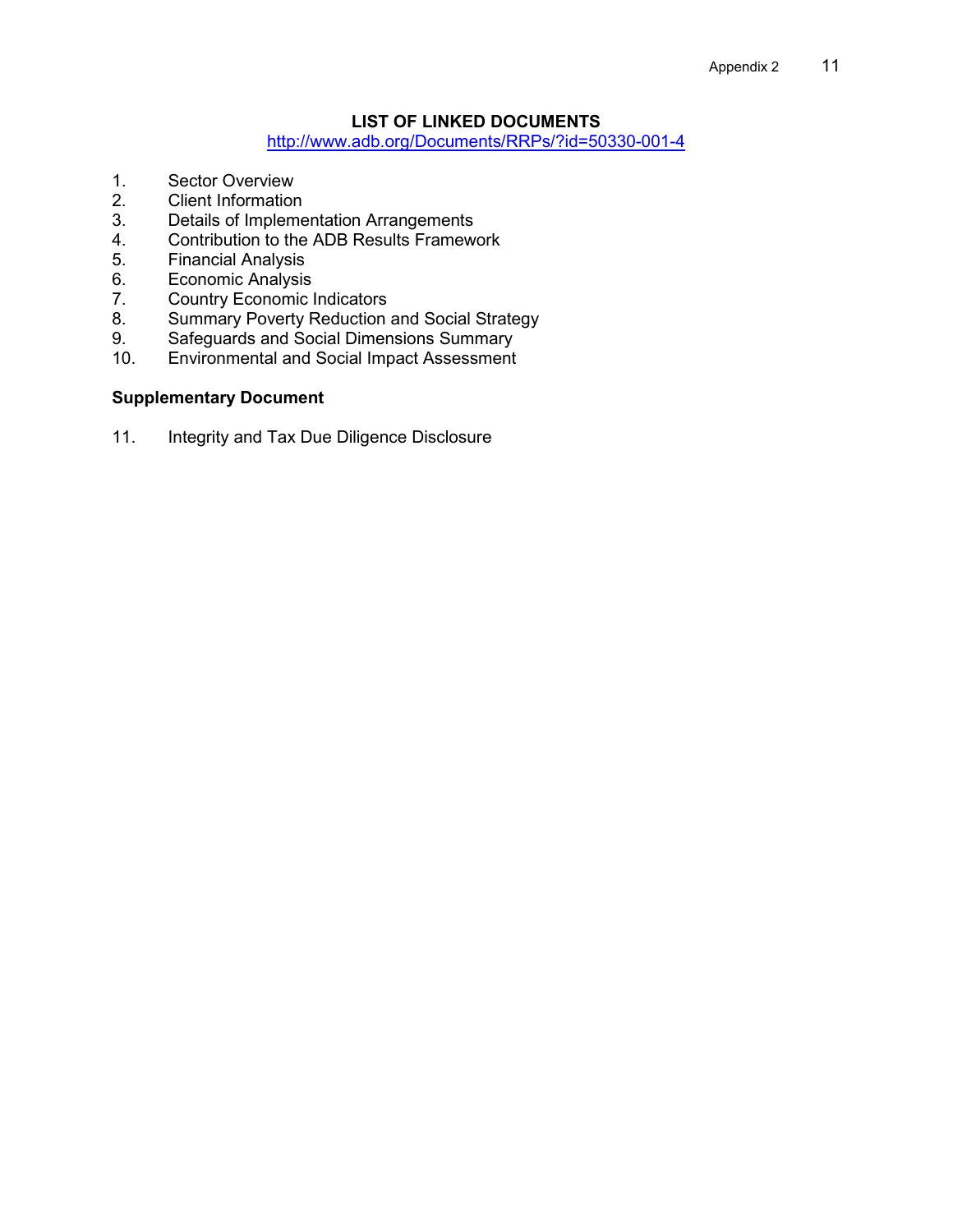# LIST OF LINKED DOCUMENTS

http://www.adb.org/Documents/RRPs/?id=50330-001-4

1. Sector Overview
2. Client Information
3. Details of Implementation Arrangements
4. Contribution to the ADB Results Framework
5. Financial Analysis
6. Economic Analysis
7. Country Economic Indicators
8. Summary Poverty Reduction and Social Strategy
9. Safeguards and Social Dimensions Summary
10. Environmental and Social Impact Assessment

**Supplementary Document**

11. Integrity and Tax Due Diligence Disclosure